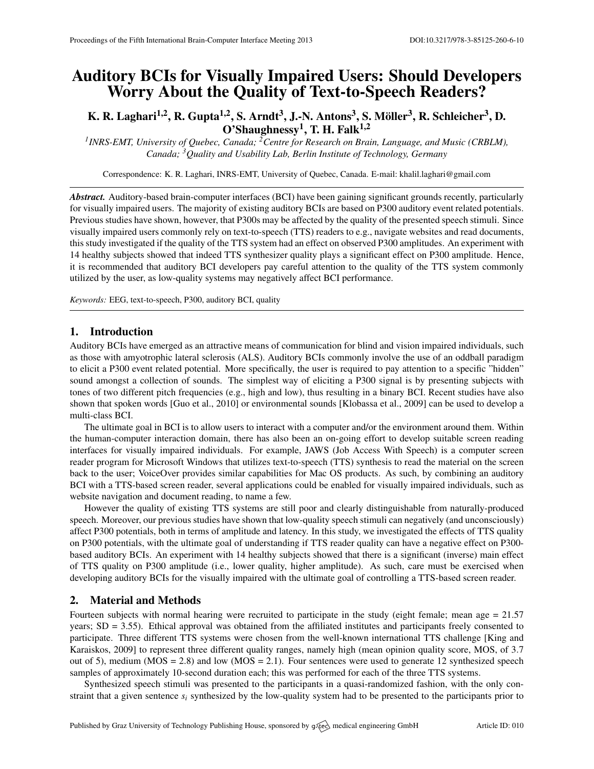# Auditory BCIs for Visually Impaired Users: Should Developers Worry About the Quality of Text-to-Speech Readers?

**K. R. Laghari[1,2], R. Gupta[1,2], S. Arndt[3], J.-N. Antons[3], S. Möller[3], R. Schleicher[3], D. O'Shaughnessy[1], T. H. Falk[1,2]**

*[1]INRS-EMT, University of Quebec, Canada; [2]Centre for Research on Brain, Language, and Music (CRBLM), Canada; [3]Quality and Usability Lab, Berlin Institute of Technology, Germany*

Correspondence: K. R. Laghari, INRS-EMT, University of Quebec, Canada. E-mail: khalil.laghari@gmail.com

***Abstract.*** Auditory-based brain-computer interfaces (BCI) have been gaining significant grounds recently, particularly for visually impaired users. The majority of existing auditory BCIs are based on P300 auditory event related potentials. Previous studies have shown, however, that P300s may be affected by the quality of the presented speech stimuli. Since visually impaired users commonly rely on text-to-speech (TTS) readers to e.g., navigate websites and read documents, this study investigated if the quality of the TTS system had an effect on observed P300 amplitudes. An experiment with 14 healthy subjects showed that indeed TTS synthesizer quality plays a significant effect on P300 amplitude. Hence, it is recommended that auditory BCI developers pay careful attention to the quality of the TTS system commonly utilized by the user, as low-quality systems may negatively affect BCI performance.

*Keywords:* EEG, text-to-speech, P300, auditory BCI, quality

## 1. Introduction

Auditory BCIs have emerged as an attractive means of communication for blind and vision impaired individuals, such as those with amyotrophic lateral sclerosis (ALS). Auditory BCIs commonly involve the use of an oddball paradigm to elicit a P300 event related potential. More specifically, the user is required to pay attention to a specific "hidden" sound amongst a collection of sounds. The simplest way of eliciting a P300 signal is by presenting subjects with tones of two different pitch frequencies (e.g., high and low), thus resulting in a binary BCI. Recent studies have also shown that spoken words [Guo et al., 2010] or environmental sounds [Klobassa et al., 2009] can be used to develop a multi-class BCI.

The ultimate goal in BCI is to allow users to interact with a computer and/or the environment around them. Within the human-computer interaction domain, there has also been an on-going effort to develop suitable screen reading interfaces for visually impaired individuals. For example, JAWS (Job Access With Speech) is a computer screen reader program for Microsoft Windows that utilizes text-to-speech (TTS) synthesis to read the material on the screen back to the user; VoiceOver provides similar capabilities for Mac OS products. As such, by combining an auditory BCI with a TTS-based screen reader, several applications could be enabled for visually impaired individuals, such as website navigation and document reading, to name a few.

However the quality of existing TTS systems are still poor and clearly distinguishable from naturally-produced speech. Moreover, our previous studies have shown that low-quality speech stimuli can negatively (and unconsciously) affect P300 potentials, both in terms of amplitude and latency. In this study, we investigated the effects of TTS quality on P300 potentials, with the ultimate goal of understanding if TTS reader quality can have a negative effect on P300-based auditory BCIs. An experiment with 14 healthy subjects showed that there is a significant (inverse) main effect of TTS quality on P300 amplitude (i.e., lower quality, higher amplitude). As such, care must be exercised when developing auditory BCIs for the visually impaired with the ultimate goal of controlling a TTS-based screen reader.

## 2. Material and Methods

Fourteen subjects with normal hearing were recruited to participate in the study (eight female; mean age = 21.57 years; SD = 3.55). Ethical approval was obtained from the affiliated institutes and participants freely consented to participate. Three different TTS systems were chosen from the well-known international TTS challenge [King and Karaiskos, 2009] to represent three different quality ranges, namely high (mean opinion quality score, MOS, of 3.7 out of 5), medium (MOS = 2.8) and low (MOS = 2.1). Four sentences were used to generate 12 synthesized speech samples of approximately 10-second duration each; this was performed for each of the three TTS systems.

Synthesized speech stimuli was presented to the participants in a quasi-randomized fashion, with the only constraint that a given sentence $s_i$ synthesized by the low-quality system had to be presented to the participants prior to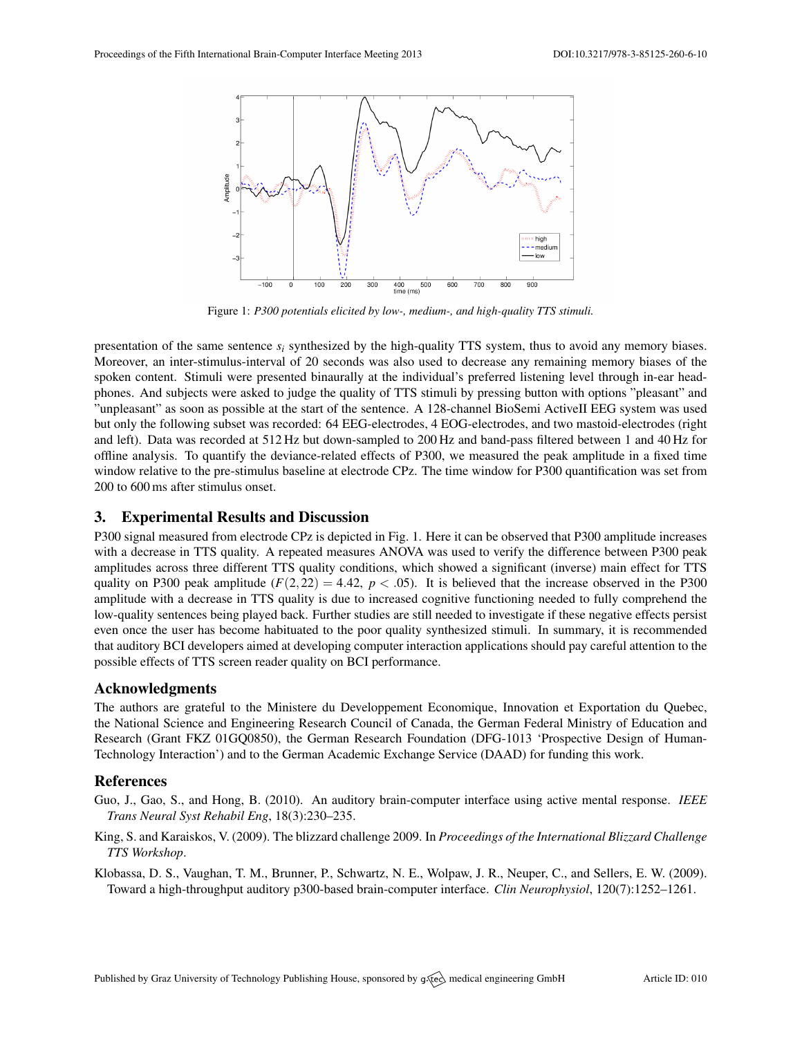Amplitude

4
3
2
1
0
−1
−2
−3

−100 0 100 200 300 400 500 600 700 800 900

time (ms)

high
medium
low

Figure 1: *P300 potentials elicited by low-, medium-, and high-quality TTS stimuli.*

presentation of the same sentence $s_i$ synthesized by the high-quality TTS system, thus to avoid any memory biases. Moreover, an inter-stimulus-interval of 20 seconds was also used to decrease any remaining memory biases of the spoken content. Stimuli were presented binaurally at the individual's preferred listening level through in-ear headphones. And subjects were asked to judge the quality of TTS stimuli by pressing button with options "pleasant" and "unpleasant" as soon as possible at the start of the sentence. A 128-channel BioSemi ActiveII EEG system was used but only the following subset was recorded: 64 EEG-electrodes, 4 EOG-electrodes, and two mastoid-electrodes (right and left). Data was recorded at 512 Hz but down-sampled to 200 Hz and band-pass filtered between 1 and 40 Hz for offline analysis. To quantify the deviance-related effects of P300, we measured the peak amplitude in a fixed time window relative to the pre-stimulus baseline at electrode CPz. The time window for P300 quantification was set from 200 to 600 ms after stimulus onset.

## 3. Experimental Results and Discussion

P300 signal measured from electrode CPz is depicted in Fig. 1. Here it can be observed that P300 amplitude increases with a decrease in TTS quality. A repeated measures ANOVA was used to verify the difference between P300 peak amplitudes across three different TTS quality conditions, which showed a significant (inverse) main effect for TTS quality on P300 peak amplitude ($F(2,22) = 4.42$, $p < .05$). It is believed that the increase observed in the P300 amplitude with a decrease in TTS quality is due to increased cognitive functioning needed to fully comprehend the low-quality sentences being played back. Further studies are still needed to investigate if these negative effects persist even once the user has become habituated to the poor quality synthesized stimuli. In summary, it is recommended that auditory BCI developers aimed at developing computer interaction applications should pay careful attention to the possible effects of TTS screen reader quality on BCI performance.

## Acknowledgments

The authors are grateful to the Ministere du Developpement Economique, Innovation et Exportation du Quebec, the National Science and Engineering Research Council of Canada, the German Federal Ministry of Education and Research (Grant FKZ 01GQ0850), the German Research Foundation (DFG-1013 'Prospective Design of Human-Technology Interaction') and to the German Academic Exchange Service (DAAD) for funding this work.

## References

Guo, J., Gao, S., and Hong, B. (2010). An auditory brain-computer interface using active mental response. *IEEE Trans Neural Syst Rehabil Eng*, 18(3):230–235.

King, S. and Karaiskos, V. (2009). The blizzard challenge 2009. In *Proceedings of the International Blizzard Challenge TTS Workshop*.

Klobassa, D. S., Vaughan, T. M., Brunner, P., Schwartz, N. E., Wolpaw, J. R., Neuper, C., and Sellers, E. W. (2009). Toward a high-throughput auditory p300-based brain-computer interface. *Clin Neurophysiol*, 120(7):1252–1261.